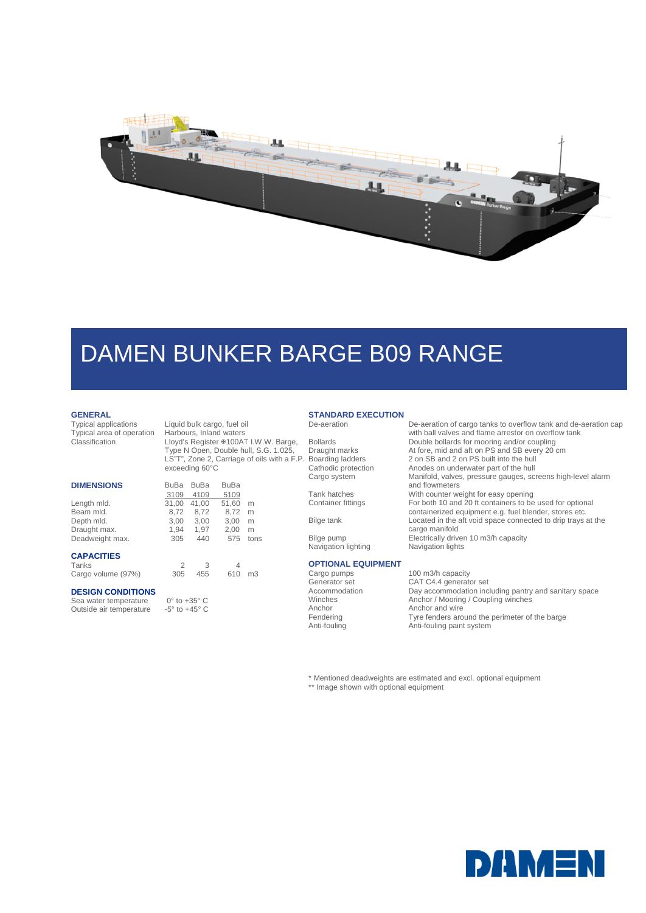# DAMEN BUNKER BARGE B09 RANGE

## GENERAL

| | |
|---|---|
| Typical applications | Liquid bulk cargo, fuel oil |
| Typical area of operation | Harbours, Inland waters |
| Classification | Lloyd's Register ✠100AT I.W.W. Barge, Type N Open, Double hull, S.G. 1.025, LS"T", Zone 2, Carriage of oils with a F.P. exceeding 60°C |

## DIMENSIONS

| | BuBa 3109 | BuBa 4109 | BuBa 5109 | |
|---|---|---|---|---|
| Length mld. | 31,00 | 41,00 | 51,60 | m |
| Beam mld. | 8,72 | 8,72 | 8,72 | m |
| Depth mld. | 3,00 | 3,00 | 3,00 | m |
| Draught max. | 1,94 | 1,97 | 2,00 | m |
| Deadweight max. | 305 | 440 | 575 | tons |

## CAPACITIES

| | | | | |
|---|---|---|---|---|
| Tanks | 2 | 3 | 4 | |
| Cargo volume (97%) | 305 | 455 | 610 | m3 |

## DESIGN CONDITIONS

| | |
|---|---|
| Sea water temperature | 0° to +35° C |
| Outside air temperature | -5° to +45° C |

## STANDARD EXECUTION

| | |
|---|---|
| De-aeration | De-aeration of cargo tanks to overflow tank and de-aeration cap with ball valves and flame arrestor on overflow tank |
| Bollards | Double bollards for mooring and/or coupling |
| Draught marks | At fore, mid and aft on PS and SB every 20 cm |
| Boarding ladders | 2 on SB and 2 on PS built into the hull |
| Cathodic protection | Anodes on underwater part of the hull |
| Cargo system | Manifold, valves, pressure gauges, screens high-level alarm and flowmeters |
| Tank hatches | With counter weight for easy opening |
| Container fittings | For both 10 and 20 ft containers to be used for optional containerized equipment e.g. fuel blender, stores etc. |
| Bilge tank | Located in the aft void space connected to drip trays at the cargo manifold |
| Bilge pump | Electrically driven 10 m3/h capacity |
| Navigation lighting | Navigation lights |

## OPTIONAL EQUIPMENT

| | |
|---|---|
| Cargo pumps | 100 m3/h capacity |
| Generator set | CAT C4.4 generator set |
| Accommodation | Day accommodation including pantry and sanitary space |
| Winches | Anchor / Mooring / Coupling winches |
| Anchor | Anchor and wire |
| Fendering | Tyre fenders around the perimeter of the barge |
| Anti-fouling | Anti-fouling paint system |

* Mentioned deadweights are estimated and excl. optional equipment

** Image shown with optional equipment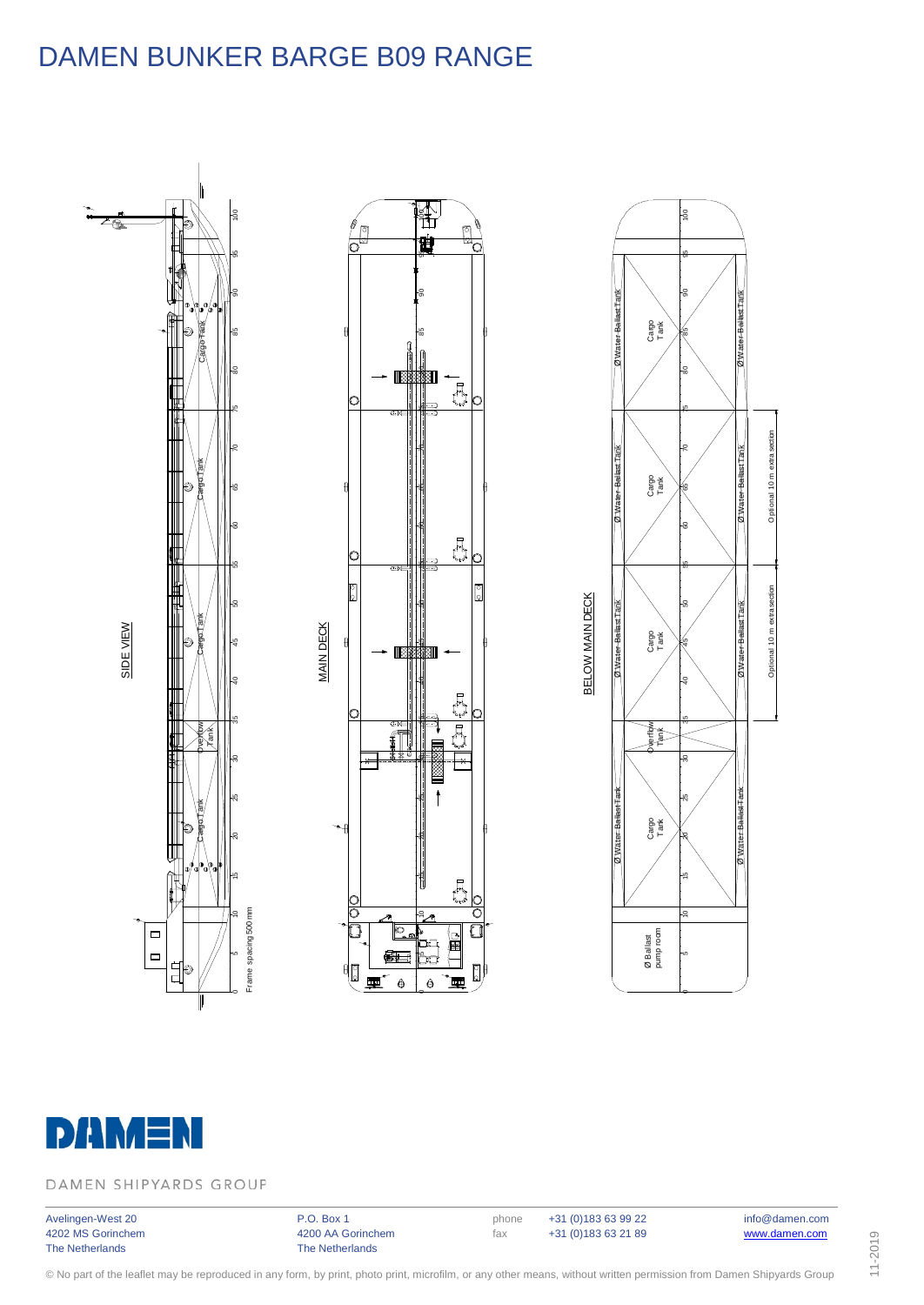# DAMEN BUNKER BARGE B09 RANGE

SIDE VIEW

Cargo Tank
Cargo Tank
Cargo Tank
Overflow Tank
Cargo Tank

Frame spacing 500 mm

0 5 10 15 20 25 30 35 40 45 50 55 60 65 70 75 80 85 90 95 100

MAIN DECK

BELOW MAIN DECK

Ø Water Ballast Tank
Cargo Tank
Ø Water Ballast Tank
Ø Water Ballast Tank
Cargo Tank
Ø Water Ballast Tank
Ø Water Ballast Tank
Cargo Tank
Ø Water Ballast Tank
Overflow Tank
Ø Water Ballast Tank
Cargo Tank
Ø Water Ballast Tank
Ø Ballast pump room

Optional 10 m extra section
Optional 10 m extra section

DAMEN SHIPYARDS GROUP

Avelingen-West 20
4202 MS Gorinchem
The Netherlands

P.O. Box 1
4200 AA Gorinchem
The Netherlands

phone +31 (0)183 63 99 22
fax +31 (0)183 63 21 89

info@damen.com
www.damen.com

11-2019

© No part of the leaflet may be reproduced in any form, by print, photo print, microfilm, or any other means, without written permission from Damen Shipyards Group